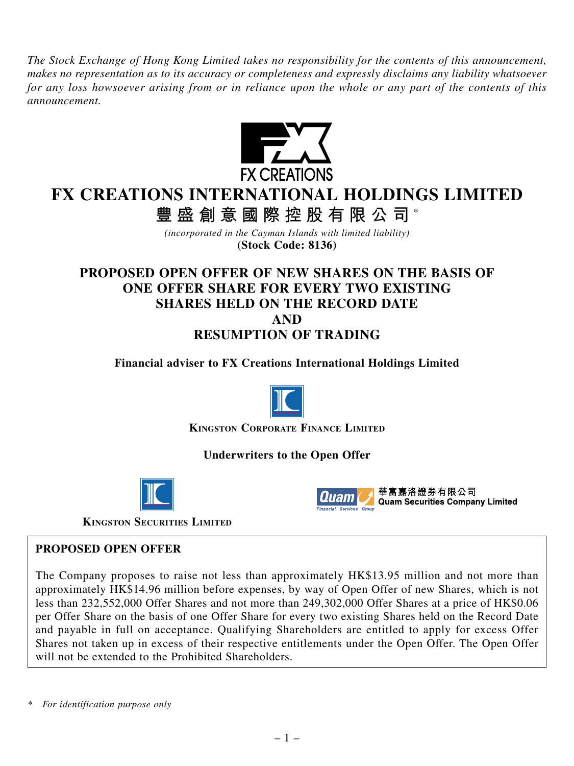*The Stock Exchange of Hong Kong Limited takes no responsibility for the contents of this announcement, makes no representation as to its accuracy or completeness and expressly disclaims any liability whatsoever for any loss howsoever arising from or in reliance upon the whole or any part of the contents of this announcement.*

FX CREATIONS

# FX CREATIONS INTERNATIONAL HOLDINGS LIMITED

# 豐盛創意國際控股有限公司*

*(incorporated in the Cayman Islands with limited liability)*

**(Stock Code: 8136)**

## PROPOSED OPEN OFFER OF NEW SHARES ON THE BASIS OF ONE OFFER SHARE FOR EVERY TWO EXISTING SHARES HELD ON THE RECORD DATE AND RESUMPTION OF TRADING

**Financial adviser to FX Creations International Holdings Limited**

KINGSTON CORPORATE FINANCE LIMITED

**Underwriters to the Open Offer**

KINGSTON SECURITIES LIMITED

華富嘉洛證券有限公司
Quam Securities Company Limited

**PROPOSED OPEN OFFER**

The Company proposes to raise not less than approximately HK$13.95 million and not more than approximately HK$14.96 million before expenses, by way of Open Offer of new Shares, which is not less than 232,552,000 Offer Shares and not more than 249,302,000 Offer Shares at a price of HK$0.06 per Offer Share on the basis of one Offer Share for every two existing Shares held on the Record Date and payable in full on acceptance. Qualifying Shareholders are entitled to apply for excess Offer Shares not taken up in excess of their respective entitlements under the Open Offer. The Open Offer will not be extended to the Prohibited Shareholders.

\* *For identification purpose only*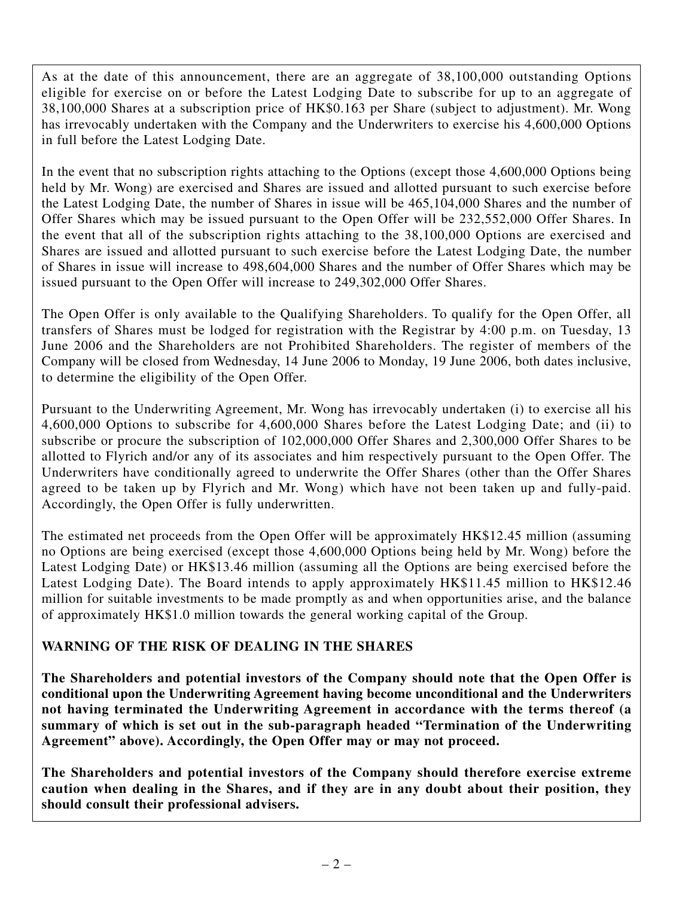As at the date of this announcement, there are an aggregate of 38,100,000 outstanding Options eligible for exercise on or before the Latest Lodging Date to subscribe for up to an aggregate of 38,100,000 Shares at a subscription price of HK$0.163 per Share (subject to adjustment). Mr. Wong has irrevocably undertaken with the Company and the Underwriters to exercise his 4,600,000 Options in full before the Latest Lodging Date.

In the event that no subscription rights attaching to the Options (except those 4,600,000 Options being held by Mr. Wong) are exercised and Shares are issued and allotted pursuant to such exercise before the Latest Lodging Date, the number of Shares in issue will be 465,104,000 Shares and the number of Offer Shares which may be issued pursuant to the Open Offer will be 232,552,000 Offer Shares. In the event that all of the subscription rights attaching to the 38,100,000 Options are exercised and Shares are issued and allotted pursuant to such exercise before the Latest Lodging Date, the number of Shares in issue will increase to 498,604,000 Shares and the number of Offer Shares which may be issued pursuant to the Open Offer will increase to 249,302,000 Offer Shares.

The Open Offer is only available to the Qualifying Shareholders. To qualify for the Open Offer, all transfers of Shares must be lodged for registration with the Registrar by 4:00 p.m. on Tuesday, 13 June 2006 and the Shareholders are not Prohibited Shareholders. The register of members of the Company will be closed from Wednesday, 14 June 2006 to Monday, 19 June 2006, both dates inclusive, to determine the eligibility of the Open Offer.

Pursuant to the Underwriting Agreement, Mr. Wong has irrevocably undertaken (i) to exercise all his 4,600,000 Options to subscribe for 4,600,000 Shares before the Latest Lodging Date; and (ii) to subscribe or procure the subscription of 102,000,000 Offer Shares and 2,300,000 Offer Shares to be allotted to Flyrich and/or any of its associates and him respectively pursuant to the Open Offer. The Underwriters have conditionally agreed to underwrite the Offer Shares (other than the Offer Shares agreed to be taken up by Flyrich and Mr. Wong) which have not been taken up and fully-paid. Accordingly, the Open Offer is fully underwritten.

The estimated net proceeds from the Open Offer will be approximately HK$12.45 million (assuming no Options are being exercised (except those 4,600,000 Options being held by Mr. Wong) before the Latest Lodging Date) or HK$13.46 million (assuming all the Options are being exercised before the Latest Lodging Date). The Board intends to apply approximately HK$11.45 million to HK$12.46 million for suitable investments to be made promptly as and when opportunities arise, and the balance of approximately HK$1.0 million towards the general working capital of the Group.

**WARNING OF THE RISK OF DEALING IN THE SHARES**

**The Shareholders and potential investors of the Company should note that the Open Offer is conditional upon the Underwriting Agreement having become unconditional and the Underwriters not having terminated the Underwriting Agreement in accordance with the terms thereof (a summary of which is set out in the sub-paragraph headed "Termination of the Underwriting Agreement" above). Accordingly, the Open Offer may or may not proceed.**

**The Shareholders and potential investors of the Company should therefore exercise extreme caution when dealing in the Shares, and if they are in any doubt about their position, they should consult their professional advisers.**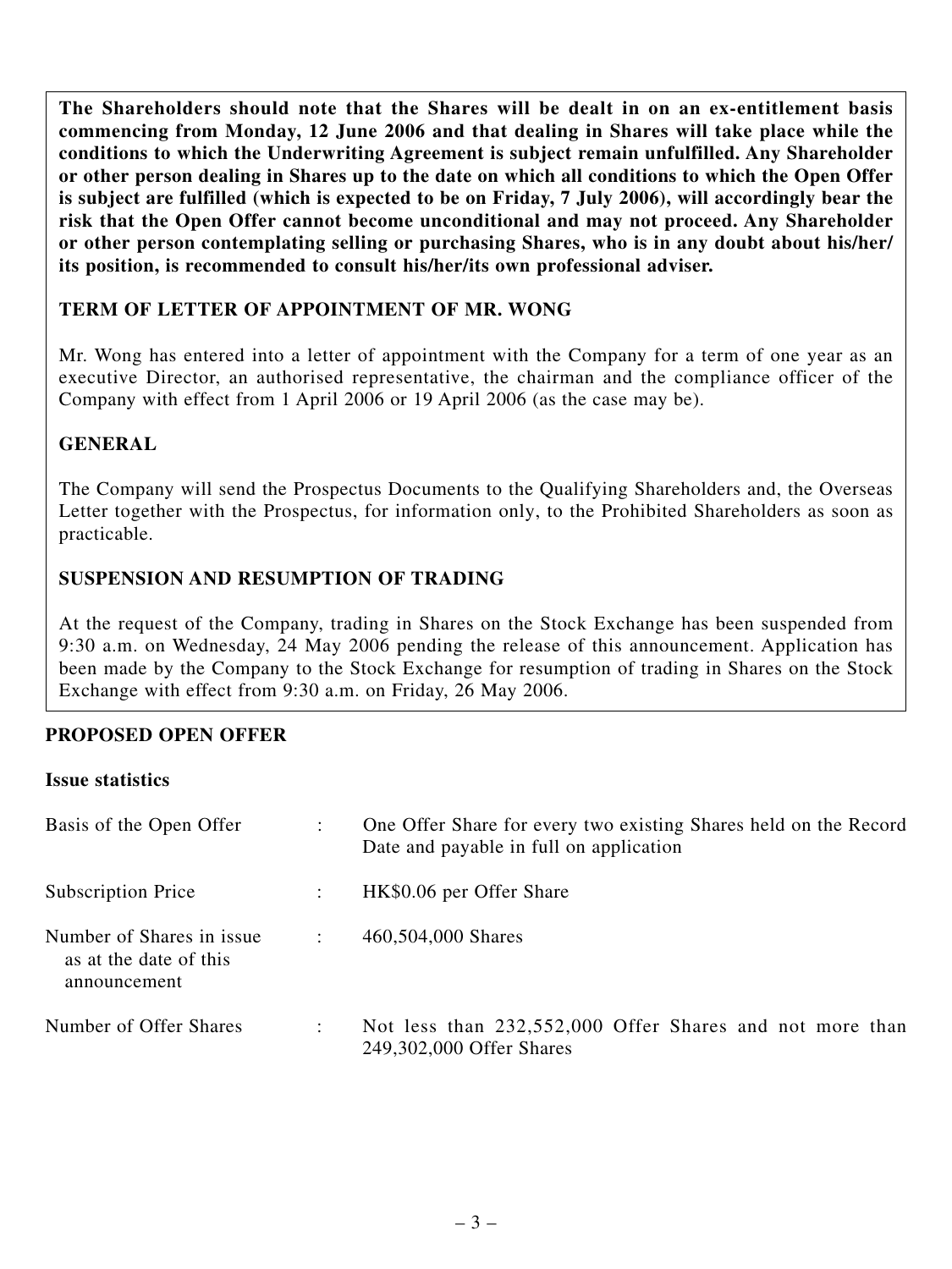**The Shareholders should note that the Shares will be dealt in on an ex-entitlement basis commencing from Monday, 12 June 2006 and that dealing in Shares will take place while the conditions to which the Underwriting Agreement is subject remain unfulfilled. Any Shareholder or other person dealing in Shares up to the date on which all conditions to which the Open Offer is subject are fulfilled (which is expected to be on Friday, 7 July 2006), will accordingly bear the risk that the Open Offer cannot become unconditional and may not proceed. Any Shareholder or other person contemplating selling or purchasing Shares, who is in any doubt about his/her/its position, is recommended to consult his/her/its own professional adviser.**

## TERM OF LETTER OF APPOINTMENT OF MR. WONG

Mr. Wong has entered into a letter of appointment with the Company for a term of one year as an executive Director, an authorised representative, the chairman and the compliance officer of the Company with effect from 1 April 2006 or 19 April 2006 (as the case may be).

## GENERAL

The Company will send the Prospectus Documents to the Qualifying Shareholders and, the Overseas Letter together with the Prospectus, for information only, to the Prohibited Shareholders as soon as practicable.

## SUSPENSION AND RESUMPTION OF TRADING

At the request of the Company, trading in Shares on the Stock Exchange has been suspended from 9:30 a.m. on Wednesday, 24 May 2006 pending the release of this announcement. Application has been made by the Company to the Stock Exchange for resumption of trading in Shares on the Stock Exchange with effect from 9:30 a.m. on Friday, 26 May 2006.

## PROPOSED OPEN OFFER

### Issue statistics

| | | |
|---|---|---|
| Basis of the Open Offer | : | One Offer Share for every two existing Shares held on the Record Date and payable in full on application |
| Subscription Price | : | HK$0.06 per Offer Share |
| Number of Shares in issue as at the date of this announcement | : | 460,504,000 Shares |
| Number of Offer Shares | : | Not less than 232,552,000 Offer Shares and not more than 249,302,000 Offer Shares |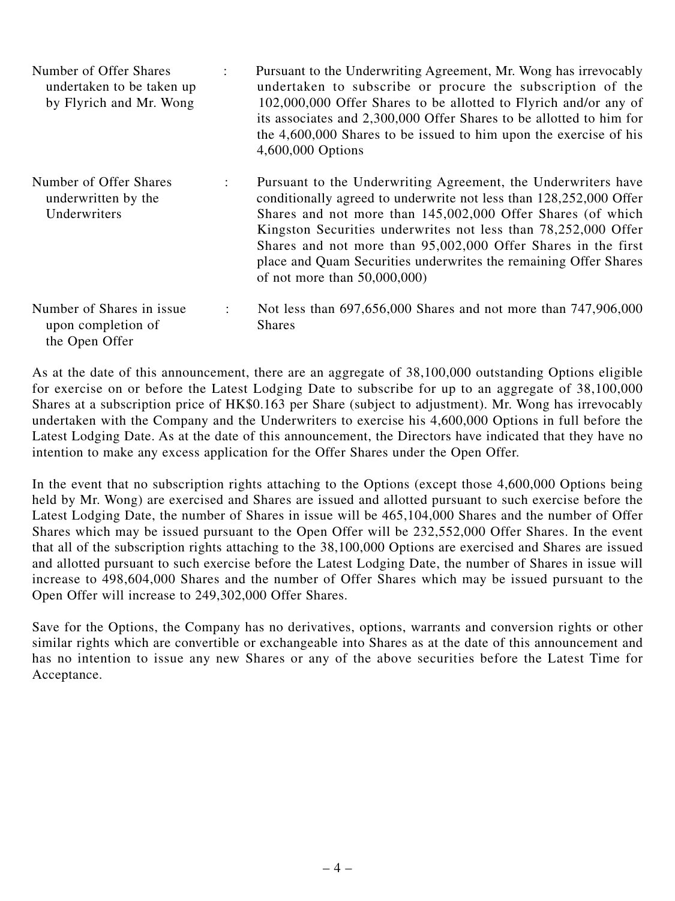| | | |
|---|---|---|
| Number of Offer Shares undertaken to be taken up by Flyrich and Mr. Wong | : | Pursuant to the Underwriting Agreement, Mr. Wong has irrevocably undertaken to subscribe or procure the subscription of the 102,000,000 Offer Shares to be allotted to Flyrich and/or any of its associates and 2,300,000 Offer Shares to be allotted to him for the 4,600,000 Shares to be issued to him upon the exercise of his 4,600,000 Options |
| Number of Offer Shares underwritten by the Underwriters | : | Pursuant to the Underwriting Agreement, the Underwriters have conditionally agreed to underwrite not less than 128,252,000 Offer Shares and not more than 145,002,000 Offer Shares (of which Kingston Securities underwrites not less than 78,252,000 Offer Shares and not more than 95,002,000 Offer Shares in the first place and Quam Securities underwrites the remaining Offer Shares of not more than 50,000,000) |
| Number of Shares in issue upon completion of the Open Offer | : | Not less than 697,656,000 Shares and not more than 747,906,000 Shares |

As at the date of this announcement, there are an aggregate of 38,100,000 outstanding Options eligible for exercise on or before the Latest Lodging Date to subscribe for up to an aggregate of 38,100,000 Shares at a subscription price of HK$0.163 per Share (subject to adjustment). Mr. Wong has irrevocably undertaken with the Company and the Underwriters to exercise his 4,600,000 Options in full before the Latest Lodging Date. As at the date of this announcement, the Directors have indicated that they have no intention to make any excess application for the Offer Shares under the Open Offer.

In the event that no subscription rights attaching to the Options (except those 4,600,000 Options being held by Mr. Wong) are exercised and Shares are issued and allotted pursuant to such exercise before the Latest Lodging Date, the number of Shares in issue will be 465,104,000 Shares and the number of Offer Shares which may be issued pursuant to the Open Offer will be 232,552,000 Offer Shares. In the event that all of the subscription rights attaching to the 38,100,000 Options are exercised and Shares are issued and allotted pursuant to such exercise before the Latest Lodging Date, the number of Shares in issue will increase to 498,604,000 Shares and the number of Offer Shares which may be issued pursuant to the Open Offer will increase to 249,302,000 Offer Shares.

Save for the Options, the Company has no derivatives, options, warrants and conversion rights or other similar rights which are convertible or exchangeable into Shares as at the date of this announcement and has no intention to issue any new Shares or any of the above securities before the Latest Time for Acceptance.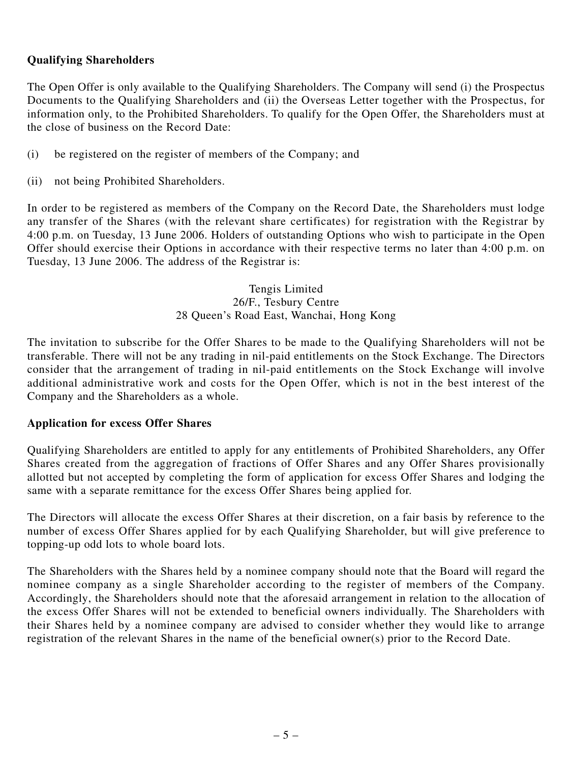**Qualifying Shareholders**

The Open Offer is only available to the Qualifying Shareholders. The Company will send (i) the Prospectus Documents to the Qualifying Shareholders and (ii) the Overseas Letter together with the Prospectus, for information only, to the Prohibited Shareholders. To qualify for the Open Offer, the Shareholders must at the close of business on the Record Date:

(i) be registered on the register of members of the Company; and

(ii) not being Prohibited Shareholders.

In order to be registered as members of the Company on the Record Date, the Shareholders must lodge any transfer of the Shares (with the relevant share certificates) for registration with the Registrar by 4:00 p.m. on Tuesday, 13 June 2006. Holders of outstanding Options who wish to participate in the Open Offer should exercise their Options in accordance with their respective terms no later than 4:00 p.m. on Tuesday, 13 June 2006. The address of the Registrar is:

Tengis Limited
26/F., Tesbury Centre
28 Queen's Road East, Wanchai, Hong Kong

The invitation to subscribe for the Offer Shares to be made to the Qualifying Shareholders will not be transferable. There will not be any trading in nil-paid entitlements on the Stock Exchange. The Directors consider that the arrangement of trading in nil-paid entitlements on the Stock Exchange will involve additional administrative work and costs for the Open Offer, which is not in the best interest of the Company and the Shareholders as a whole.

**Application for excess Offer Shares**

Qualifying Shareholders are entitled to apply for any entitlements of Prohibited Shareholders, any Offer Shares created from the aggregation of fractions of Offer Shares and any Offer Shares provisionally allotted but not accepted by completing the form of application for excess Offer Shares and lodging the same with a separate remittance for the excess Offer Shares being applied for.

The Directors will allocate the excess Offer Shares at their discretion, on a fair basis by reference to the number of excess Offer Shares applied for by each Qualifying Shareholder, but will give preference to topping-up odd lots to whole board lots.

The Shareholders with the Shares held by a nominee company should note that the Board will regard the nominee company as a single Shareholder according to the register of members of the Company. Accordingly, the Shareholders should note that the aforesaid arrangement in relation to the allocation of the excess Offer Shares will not be extended to beneficial owners individually. The Shareholders with their Shares held by a nominee company are advised to consider whether they would like to arrange registration of the relevant Shares in the name of the beneficial owner(s) prior to the Record Date.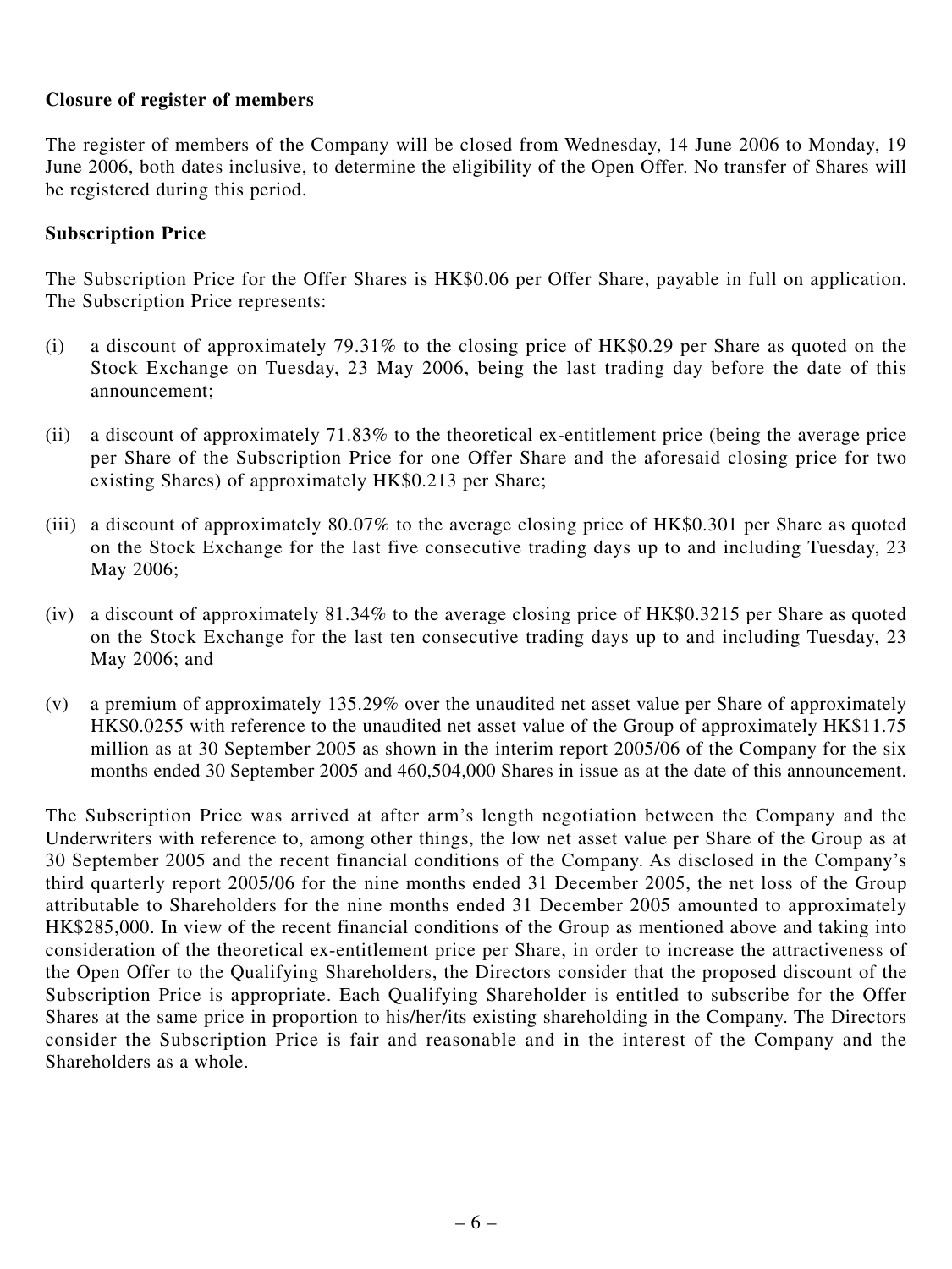**Closure of register of members**

The register of members of the Company will be closed from Wednesday, 14 June 2006 to Monday, 19 June 2006, both dates inclusive, to determine the eligibility of the Open Offer. No transfer of Shares will be registered during this period.

**Subscription Price**

The Subscription Price for the Offer Shares is HK$0.06 per Offer Share, payable in full on application. The Subscription Price represents:

(i) a discount of approximately 79.31% to the closing price of HK$0.29 per Share as quoted on the Stock Exchange on Tuesday, 23 May 2006, being the last trading day before the date of this announcement;

(ii) a discount of approximately 71.83% to the theoretical ex-entitlement price (being the average price per Share of the Subscription Price for one Offer Share and the aforesaid closing price for two existing Shares) of approximately HK$0.213 per Share;

(iii) a discount of approximately 80.07% to the average closing price of HK$0.301 per Share as quoted on the Stock Exchange for the last five consecutive trading days up to and including Tuesday, 23 May 2006;

(iv) a discount of approximately 81.34% to the average closing price of HK$0.3215 per Share as quoted on the Stock Exchange for the last ten consecutive trading days up to and including Tuesday, 23 May 2006; and

(v) a premium of approximately 135.29% over the unaudited net asset value per Share of approximately HK$0.0255 with reference to the unaudited net asset value of the Group of approximately HK$11.75 million as at 30 September 2005 as shown in the interim report 2005/06 of the Company for the six months ended 30 September 2005 and 460,504,000 Shares in issue as at the date of this announcement.

The Subscription Price was arrived at after arm's length negotiation between the Company and the Underwriters with reference to, among other things, the low net asset value per Share of the Group as at 30 September 2005 and the recent financial conditions of the Company. As disclosed in the Company's third quarterly report 2005/06 for the nine months ended 31 December 2005, the net loss of the Group attributable to Shareholders for the nine months ended 31 December 2005 amounted to approximately HK$285,000. In view of the recent financial conditions of the Group as mentioned above and taking into consideration of the theoretical ex-entitlement price per Share, in order to increase the attractiveness of the Open Offer to the Qualifying Shareholders, the Directors consider that the proposed discount of the Subscription Price is appropriate. Each Qualifying Shareholder is entitled to subscribe for the Offer Shares at the same price in proportion to his/her/its existing shareholding in the Company. The Directors consider the Subscription Price is fair and reasonable and in the interest of the Company and the Shareholders as a whole.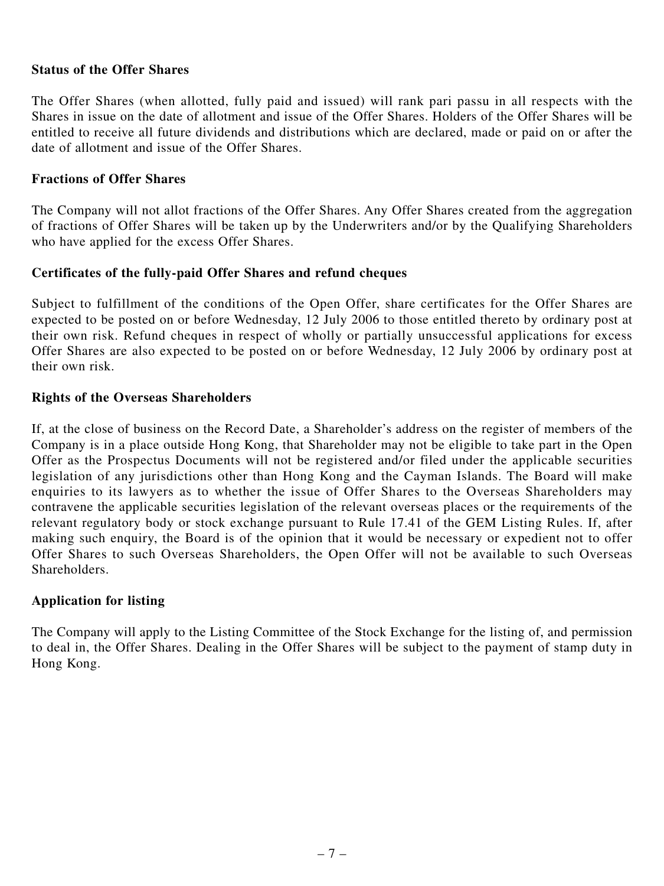**Status of the Offer Shares**

The Offer Shares (when allotted, fully paid and issued) will rank pari passu in all respects with the Shares in issue on the date of allotment and issue of the Offer Shares. Holders of the Offer Shares will be entitled to receive all future dividends and distributions which are declared, made or paid on or after the date of allotment and issue of the Offer Shares.

**Fractions of Offer Shares**

The Company will not allot fractions of the Offer Shares. Any Offer Shares created from the aggregation of fractions of Offer Shares will be taken up by the Underwriters and/or by the Qualifying Shareholders who have applied for the excess Offer Shares.

**Certificates of the fully-paid Offer Shares and refund cheques**

Subject to fulfillment of the conditions of the Open Offer, share certificates for the Offer Shares are expected to be posted on or before Wednesday, 12 July 2006 to those entitled thereto by ordinary post at their own risk. Refund cheques in respect of wholly or partially unsuccessful applications for excess Offer Shares are also expected to be posted on or before Wednesday, 12 July 2006 by ordinary post at their own risk.

**Rights of the Overseas Shareholders**

If, at the close of business on the Record Date, a Shareholder's address on the register of members of the Company is in a place outside Hong Kong, that Shareholder may not be eligible to take part in the Open Offer as the Prospectus Documents will not be registered and/or filed under the applicable securities legislation of any jurisdictions other than Hong Kong and the Cayman Islands. The Board will make enquiries to its lawyers as to whether the issue of Offer Shares to the Overseas Shareholders may contravene the applicable securities legislation of the relevant overseas places or the requirements of the relevant regulatory body or stock exchange pursuant to Rule 17.41 of the GEM Listing Rules. If, after making such enquiry, the Board is of the opinion that it would be necessary or expedient not to offer Offer Shares to such Overseas Shareholders, the Open Offer will not be available to such Overseas Shareholders.

**Application for listing**

The Company will apply to the Listing Committee of the Stock Exchange for the listing of, and permission to deal in, the Offer Shares. Dealing in the Offer Shares will be subject to the payment of stamp duty in Hong Kong.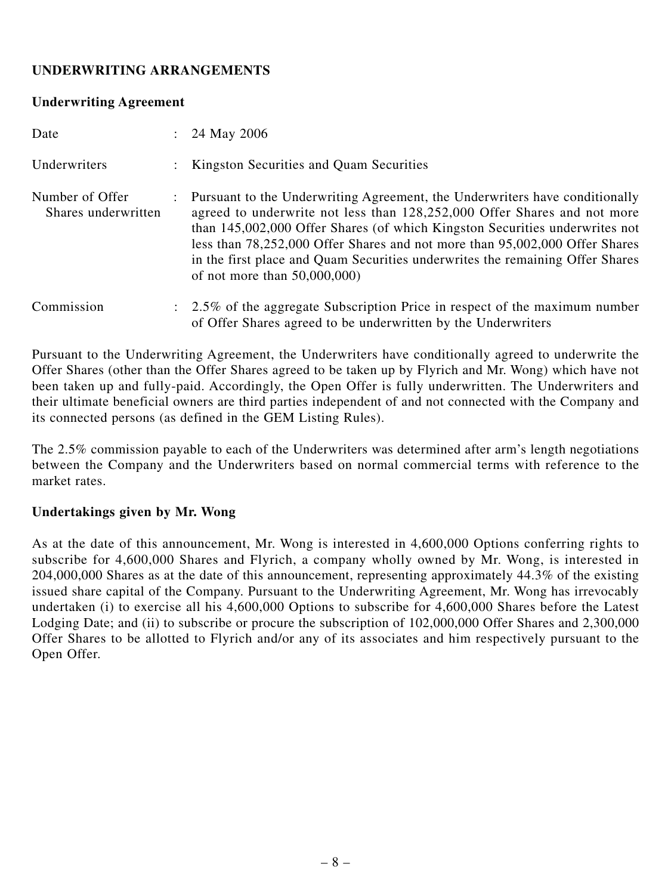## UNDERWRITING ARRANGEMENTS

### Underwriting Agreement

| | | |
|---|---|---|
| Date | : | 24 May 2006 |
| Underwriters | : | Kingston Securities and Quam Securities |
| Number of Offer Shares underwritten | : | Pursuant to the Underwriting Agreement, the Underwriters have conditionally agreed to underwrite not less than 128,252,000 Offer Shares and not more than 145,002,000 Offer Shares (of which Kingston Securities underwrites not less than 78,252,000 Offer Shares and not more than 95,002,000 Offer Shares in the first place and Quam Securities underwrites the remaining Offer Shares of not more than 50,000,000) |
| Commission | : | 2.5% of the aggregate Subscription Price in respect of the maximum number of Offer Shares agreed to be underwritten by the Underwriters |

Pursuant to the Underwriting Agreement, the Underwriters have conditionally agreed to underwrite the Offer Shares (other than the Offer Shares agreed to be taken up by Flyrich and Mr. Wong) which have not been taken up and fully-paid. Accordingly, the Open Offer is fully underwritten. The Underwriters and their ultimate beneficial owners are third parties independent of and not connected with the Company and its connected persons (as defined in the GEM Listing Rules).

The 2.5% commission payable to each of the Underwriters was determined after arm's length negotiations between the Company and the Underwriters based on normal commercial terms with reference to the market rates.

### Undertakings given by Mr. Wong

As at the date of this announcement, Mr. Wong is interested in 4,600,000 Options conferring rights to subscribe for 4,600,000 Shares and Flyrich, a company wholly owned by Mr. Wong, is interested in 204,000,000 Shares as at the date of this announcement, representing approximately 44.3% of the existing issued share capital of the Company. Pursuant to the Underwriting Agreement, Mr. Wong has irrevocably undertaken (i) to exercise all his 4,600,000 Options to subscribe for 4,600,000 Shares before the Latest Lodging Date; and (ii) to subscribe or procure the subscription of 102,000,000 Offer Shares and 2,300,000 Offer Shares to be allotted to Flyrich and/or any of its associates and him respectively pursuant to the Open Offer.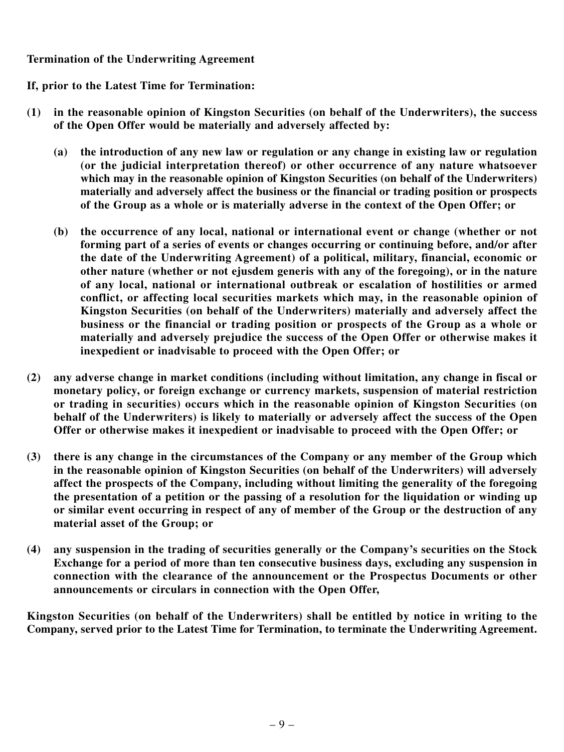**Termination of the Underwriting Agreement**

**If, prior to the Latest Time for Termination:**

**(1) in the reasonable opinion of Kingston Securities (on behalf of the Underwriters), the success of the Open Offer would be materially and adversely affected by:**

**(a) the introduction of any new law or regulation or any change in existing law or regulation (or the judicial interpretation thereof) or other occurrence of any nature whatsoever which may in the reasonable opinion of Kingston Securities (on behalf of the Underwriters) materially and adversely affect the business or the financial or trading position or prospects of the Group as a whole or is materially adverse in the context of the Open Offer; or**

**(b) the occurrence of any local, national or international event or change (whether or not forming part of a series of events or changes occurring or continuing before, and/or after the date of the Underwriting Agreement) of a political, military, financial, economic or other nature (whether or not ejusdem generis with any of the foregoing), or in the nature of any local, national or international outbreak or escalation of hostilities or armed conflict, or affecting local securities markets which may, in the reasonable opinion of Kingston Securities (on behalf of the Underwriters) materially and adversely affect the business or the financial or trading position or prospects of the Group as a whole or materially and adversely prejudice the success of the Open Offer or otherwise makes it inexpedient or inadvisable to proceed with the Open Offer; or**

**(2) any adverse change in market conditions (including without limitation, any change in fiscal or monetary policy, or foreign exchange or currency markets, suspension of material restriction or trading in securities) occurs which in the reasonable opinion of Kingston Securities (on behalf of the Underwriters) is likely to materially or adversely affect the success of the Open Offer or otherwise makes it inexpedient or inadvisable to proceed with the Open Offer; or**

**(3) there is any change in the circumstances of the Company or any member of the Group which in the reasonable opinion of Kingston Securities (on behalf of the Underwriters) will adversely affect the prospects of the Company, including without limiting the generality of the foregoing the presentation of a petition or the passing of a resolution for the liquidation or winding up or similar event occurring in respect of any of member of the Group or the destruction of any material asset of the Group; or**

**(4) any suspension in the trading of securities generally or the Company's securities on the Stock Exchange for a period of more than ten consecutive business days, excluding any suspension in connection with the clearance of the announcement or the Prospectus Documents or other announcements or circulars in connection with the Open Offer,**

**Kingston Securities (on behalf of the Underwriters) shall be entitled by notice in writing to the Company, served prior to the Latest Time for Termination, to terminate the Underwriting Agreement.**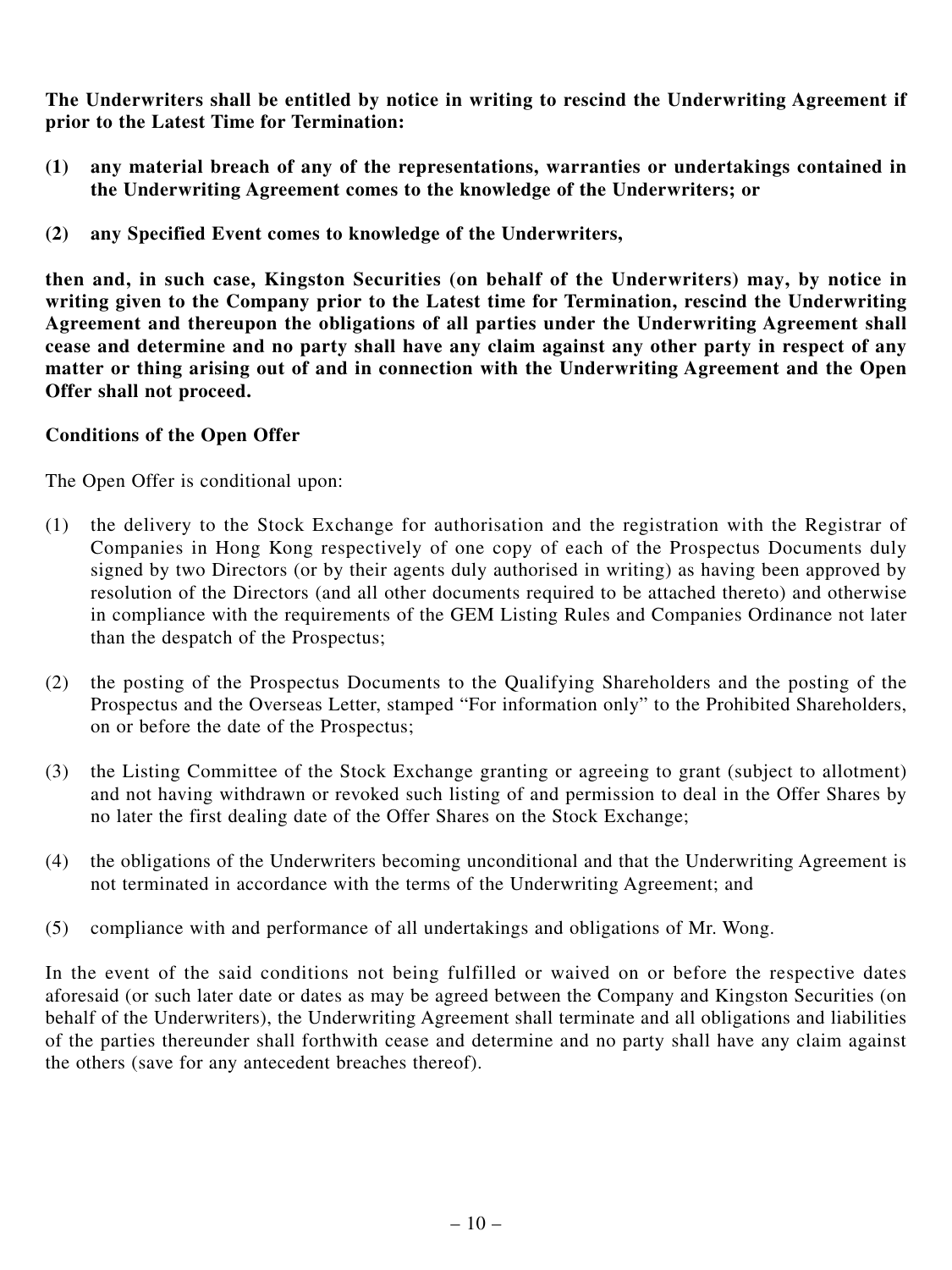**The Underwriters shall be entitled by notice in writing to rescind the Underwriting Agreement if prior to the Latest Time for Termination:**

**(1) any material breach of any of the representations, warranties or undertakings contained in the Underwriting Agreement comes to the knowledge of the Underwriters; or**

**(2) any Specified Event comes to knowledge of the Underwriters,**

**then and, in such case, Kingston Securities (on behalf of the Underwriters) may, by notice in writing given to the Company prior to the Latest time for Termination, rescind the Underwriting Agreement and thereupon the obligations of all parties under the Underwriting Agreement shall cease and determine and no party shall have any claim against any other party in respect of any matter or thing arising out of and in connection with the Underwriting Agreement and the Open Offer shall not proceed.**

**Conditions of the Open Offer**

The Open Offer is conditional upon:

(1) the delivery to the Stock Exchange for authorisation and the registration with the Registrar of Companies in Hong Kong respectively of one copy of each of the Prospectus Documents duly signed by two Directors (or by their agents duly authorised in writing) as having been approved by resolution of the Directors (and all other documents required to be attached thereto) and otherwise in compliance with the requirements of the GEM Listing Rules and Companies Ordinance not later than the despatch of the Prospectus;

(2) the posting of the Prospectus Documents to the Qualifying Shareholders and the posting of the Prospectus and the Overseas Letter, stamped "For information only" to the Prohibited Shareholders, on or before the date of the Prospectus;

(3) the Listing Committee of the Stock Exchange granting or agreeing to grant (subject to allotment) and not having withdrawn or revoked such listing of and permission to deal in the Offer Shares by no later the first dealing date of the Offer Shares on the Stock Exchange;

(4) the obligations of the Underwriters becoming unconditional and that the Underwriting Agreement is not terminated in accordance with the terms of the Underwriting Agreement; and

(5) compliance with and performance of all undertakings and obligations of Mr. Wong.

In the event of the said conditions not being fulfilled or waived on or before the respective dates aforesaid (or such later date or dates as may be agreed between the Company and Kingston Securities (on behalf of the Underwriters), the Underwriting Agreement shall terminate and all obligations and liabilities of the parties thereunder shall forthwith cease and determine and no party shall have any claim against the others (save for any antecedent breaches thereof).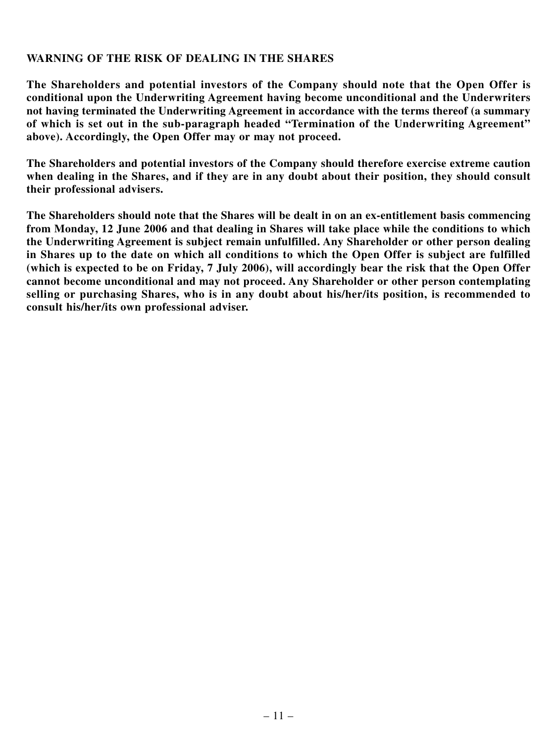## WARNING OF THE RISK OF DEALING IN THE SHARES

**The Shareholders and potential investors of the Company should note that the Open Offer is conditional upon the Underwriting Agreement having become unconditional and the Underwriters not having terminated the Underwriting Agreement in accordance with the terms thereof (a summary of which is set out in the sub-paragraph headed "Termination of the Underwriting Agreement" above). Accordingly, the Open Offer may or may not proceed.**

**The Shareholders and potential investors of the Company should therefore exercise extreme caution when dealing in the Shares, and if they are in any doubt about their position, they should consult their professional advisers.**

**The Shareholders should note that the Shares will be dealt in on an ex-entitlement basis commencing from Monday, 12 June 2006 and that dealing in Shares will take place while the conditions to which the Underwriting Agreement is subject remain unfulfilled. Any Shareholder or other person dealing in Shares up to the date on which all conditions to which the Open Offer is subject are fulfilled (which is expected to be on Friday, 7 July 2006), will accordingly bear the risk that the Open Offer cannot become unconditional and may not proceed. Any Shareholder or other person contemplating selling or purchasing Shares, who is in any doubt about his/her/its position, is recommended to consult his/her/its own professional adviser.**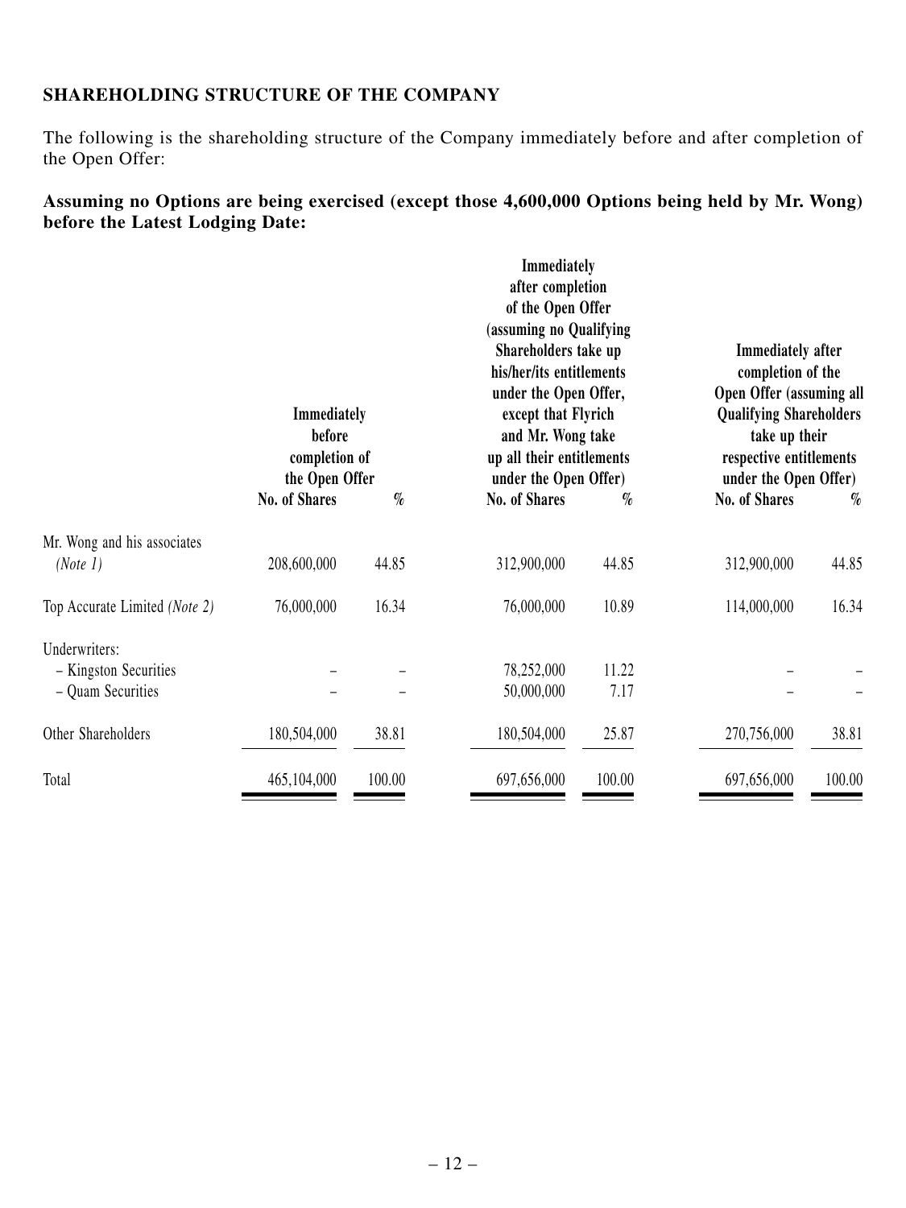## SHAREHOLDING STRUCTURE OF THE COMPANY

The following is the shareholding structure of the Company immediately before and after completion of the Open Offer:

**Assuming no Options are being exercised (except those 4,600,000 Options being held by Mr. Wong) before the Latest Lodging Date:**

| | Immediately before completion of the Open Offer | | Immediately after completion of the Open Offer (assuming no Qualifying Shareholders take up his/her/its entitlements under the Open Offer, except that Flyrich and Mr. Wong take up all their entitlements under the Open Offer) | | Immediately after completion of the Open Offer (assuming all Qualifying Shareholders take up their respective entitlements under the Open Offer) | |
|---|---|---|---|---|---|---|
| | No. of Shares | % | No. of Shares | % | No. of Shares | % |
| Mr. Wong and his associates *(Note 1)* | 208,600,000 | 44.85 | 312,900,000 | 44.85 | 312,900,000 | 44.85 |
| Top Accurate Limited *(Note 2)* | 76,000,000 | 16.34 | 76,000,000 | 10.89 | 114,000,000 | 16.34 |
| Underwriters: | | | | | | |
| – Kingston Securities | – | – | 78,252,000 | 11.22 | – | – |
| – Quam Securities | – | – | 50,000,000 | 7.17 | – | – |
| Other Shareholders | 180,504,000 | 38.81 | 180,504,000 | 25.87 | 270,756,000 | 38.81 |
| Total | 465,104,000 | 100.00 | 697,656,000 | 100.00 | 697,656,000 | 100.00 |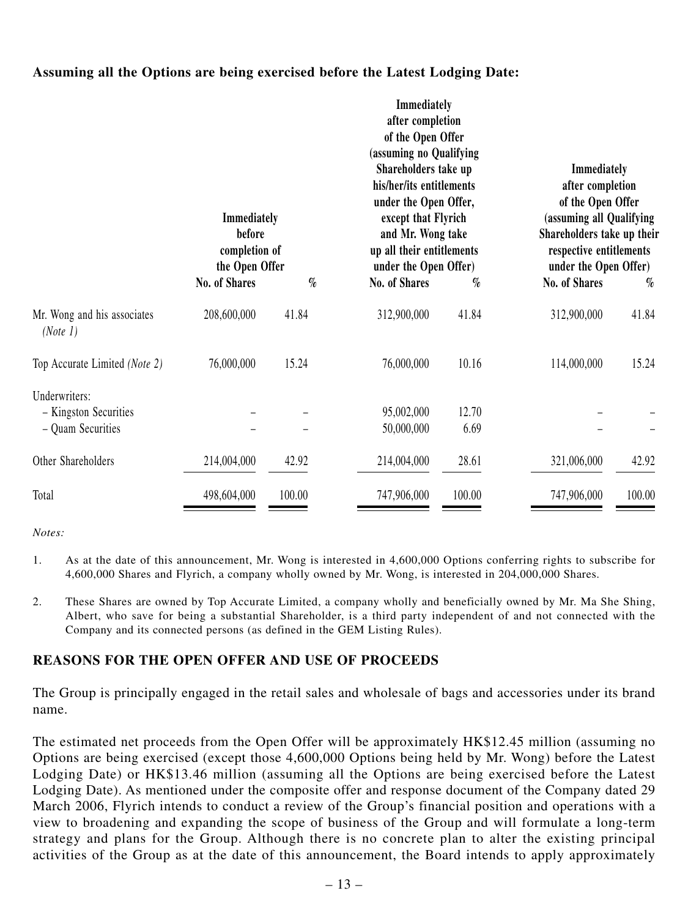**Assuming all the Options are being exercised before the Latest Lodging Date:**

| | Immediately before completion of the Open Offer | | Immediately after completion of the Open Offer (assuming no Qualifying Shareholders take up his/her/its entitlements under the Open Offer, except that Flyrich and Mr. Wong take up all their entitlements under the Open Offer) | | Immediately after completion of the Open Offer (assuming all Qualifying Shareholders take up their respective entitlements under the Open Offer) | |
|---|---|---|---|---|---|---|
| | No. of Shares | % | No. of Shares | % | No. of Shares | % |
| Mr. Wong and his associates *(Note 1)* | 208,600,000 | 41.84 | 312,900,000 | 41.84 | 312,900,000 | 41.84 |
| Top Accurate Limited *(Note 2)* | 76,000,000 | 15.24 | 76,000,000 | 10.16 | 114,000,000 | 15.24 |
| Underwriters: | | | | | | |
| – Kingston Securities | – | – | 95,002,000 | 12.70 | – | – |
| – Quam Securities | – | – | 50,000,000 | 6.69 | – | – |
| Other Shareholders | 214,004,000 | 42.92 | 214,004,000 | 28.61 | 321,006,000 | 42.92 |
| Total | 498,604,000 | 100.00 | 747,906,000 | 100.00 | 747,906,000 | 100.00 |

*Notes:*

1. As at the date of this announcement, Mr. Wong is interested in 4,600,000 Options conferring rights to subscribe for 4,600,000 Shares and Flyrich, a company wholly owned by Mr. Wong, is interested in 204,000,000 Shares.

2. These Shares are owned by Top Accurate Limited, a company wholly and beneficially owned by Mr. Ma She Shing, Albert, who save for being a substantial Shareholder, is a third party independent of and not connected with the Company and its connected persons (as defined in the GEM Listing Rules).

## REASONS FOR THE OPEN OFFER AND USE OF PROCEEDS

The Group is principally engaged in the retail sales and wholesale of bags and accessories under its brand name.

The estimated net proceeds from the Open Offer will be approximately HK$12.45 million (assuming no Options are being exercised (except those 4,600,000 Options being held by Mr. Wong) before the Latest Lodging Date) or HK$13.46 million (assuming all the Options are being exercised before the Latest Lodging Date). As mentioned under the composite offer and response document of the Company dated 29 March 2006, Flyrich intends to conduct a review of the Group's financial position and operations with a view to broadening and expanding the scope of business of the Group and will formulate a long-term strategy and plans for the Group. Although there is no concrete plan to alter the existing principal activities of the Group as at the date of this announcement, the Board intends to apply approximately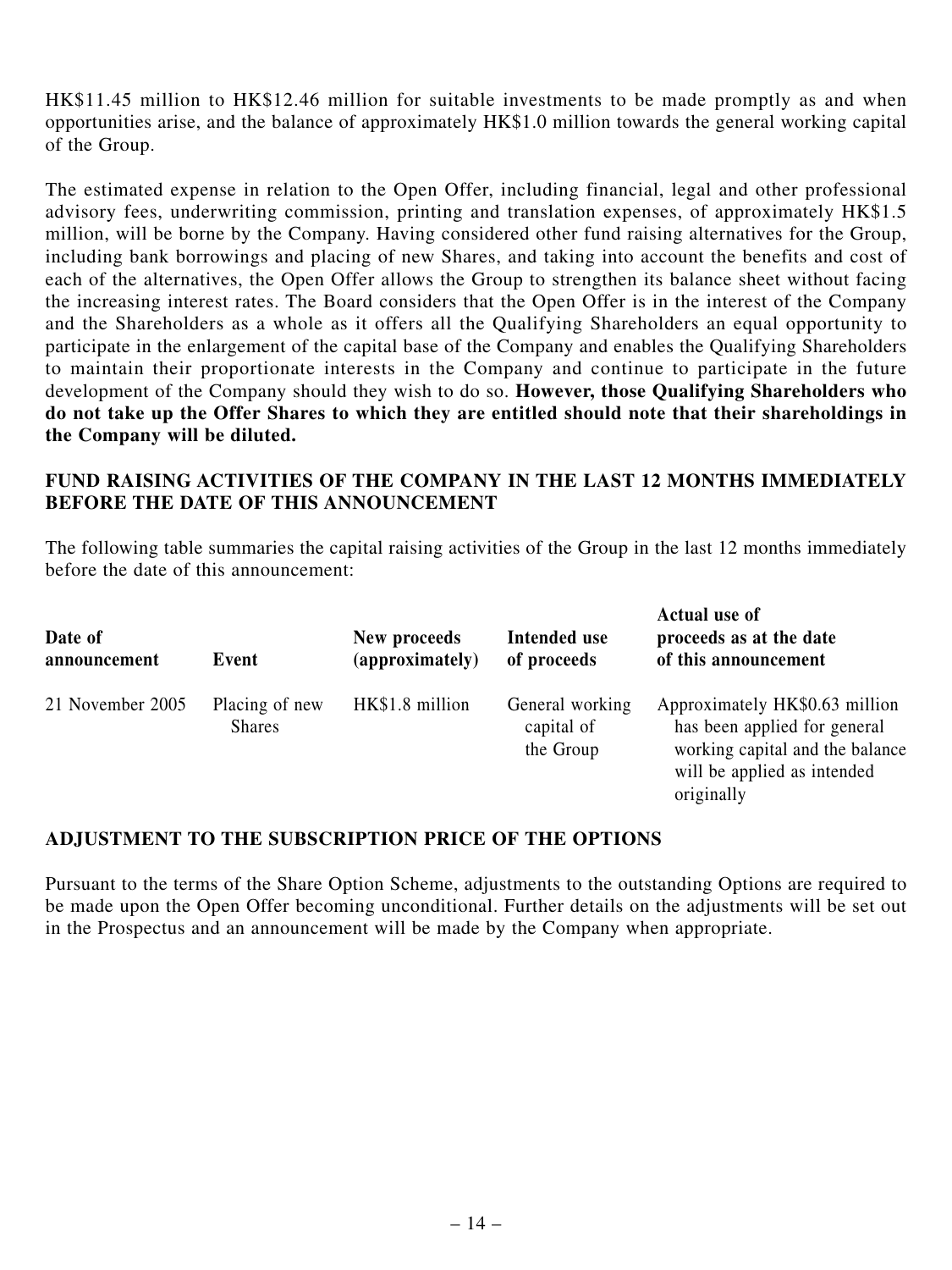HK$11.45 million to HK$12.46 million for suitable investments to be made promptly as and when opportunities arise, and the balance of approximately HK$1.0 million towards the general working capital of the Group.

The estimated expense in relation to the Open Offer, including financial, legal and other professional advisory fees, underwriting commission, printing and translation expenses, of approximately HK$1.5 million, will be borne by the Company. Having considered other fund raising alternatives for the Group, including bank borrowings and placing of new Shares, and taking into account the benefits and cost of each of the alternatives, the Open Offer allows the Group to strengthen its balance sheet without facing the increasing interest rates. The Board considers that the Open Offer is in the interest of the Company and the Shareholders as a whole as it offers all the Qualifying Shareholders an equal opportunity to participate in the enlargement of the capital base of the Company and enables the Qualifying Shareholders to maintain their proportionate interests in the Company and continue to participate in the future development of the Company should they wish to do so. **However, those Qualifying Shareholders who do not take up the Offer Shares to which they are entitled should note that their shareholdings in the Company will be diluted.**

## FUND RAISING ACTIVITIES OF THE COMPANY IN THE LAST 12 MONTHS IMMEDIATELY BEFORE THE DATE OF THIS ANNOUNCEMENT

The following table summaries the capital raising activities of the Group in the last 12 months immediately before the date of this announcement:

| Date of announcement | Event | New proceeds (approximately) | Intended use of proceeds | Actual use of proceeds as at the date of this announcement |
|---|---|---|---|---|
| 21 November 2005 | Placing of new Shares | HK$1.8 million | General working capital of the Group | Approximately HK$0.63 million has been applied for general working capital and the balance will be applied as intended originally |

## ADJUSTMENT TO THE SUBSCRIPTION PRICE OF THE OPTIONS

Pursuant to the terms of the Share Option Scheme, adjustments to the outstanding Options are required to be made upon the Open Offer becoming unconditional. Further details on the adjustments will be set out in the Prospectus and an announcement will be made by the Company when appropriate.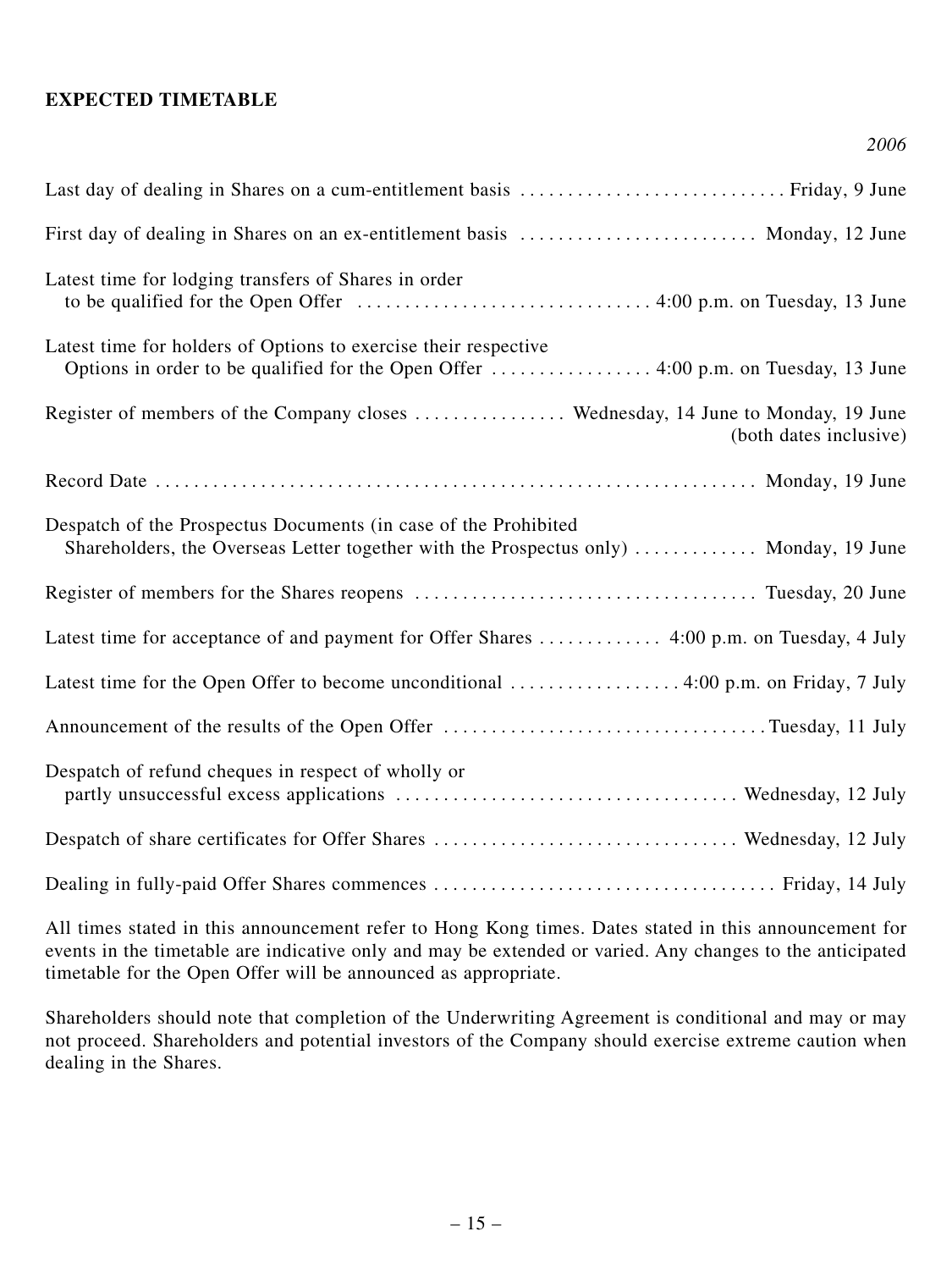**EXPECTED TIMETABLE**

| | *2006* |
|---|---|
| Last day of dealing in Shares on a cum-entitlement basis | Friday, 9 June |
| First day of dealing in Shares on an ex-entitlement basis | Monday, 12 June |
| Latest time for lodging transfers of Shares in order to be qualified for the Open Offer | 4:00 p.m. on Tuesday, 13 June |
| Latest time for holders of Options to exercise their respective Options in order to be qualified for the Open Offer | 4:00 p.m. on Tuesday, 13 June |
| Register of members of the Company closes | Wednesday, 14 June to Monday, 19 June (both dates inclusive) |
| Record Date | Monday, 19 June |
| Despatch of the Prospectus Documents (in case of the Prohibited Shareholders, the Overseas Letter together with the Prospectus only) | Monday, 19 June |
| Register of members for the Shares reopens | Tuesday, 20 June |
| Latest time for acceptance of and payment for Offer Shares | 4:00 p.m. on Tuesday, 4 July |
| Latest time for the Open Offer to become unconditional | 4:00 p.m. on Friday, 7 July |
| Announcement of the results of the Open Offer | Tuesday, 11 July |
| Despatch of refund cheques in respect of wholly or partly unsuccessful excess applications | Wednesday, 12 July |
| Despatch of share certificates for Offer Shares | Wednesday, 12 July |
| Dealing in fully-paid Offer Shares commences | Friday, 14 July |

All times stated in this announcement refer to Hong Kong times. Dates stated in this announcement for events in the timetable are indicative only and may be extended or varied. Any changes to the anticipated timetable for the Open Offer will be announced as appropriate.

Shareholders should note that completion of the Underwriting Agreement is conditional and may or may not proceed. Shareholders and potential investors of the Company should exercise extreme caution when dealing in the Shares.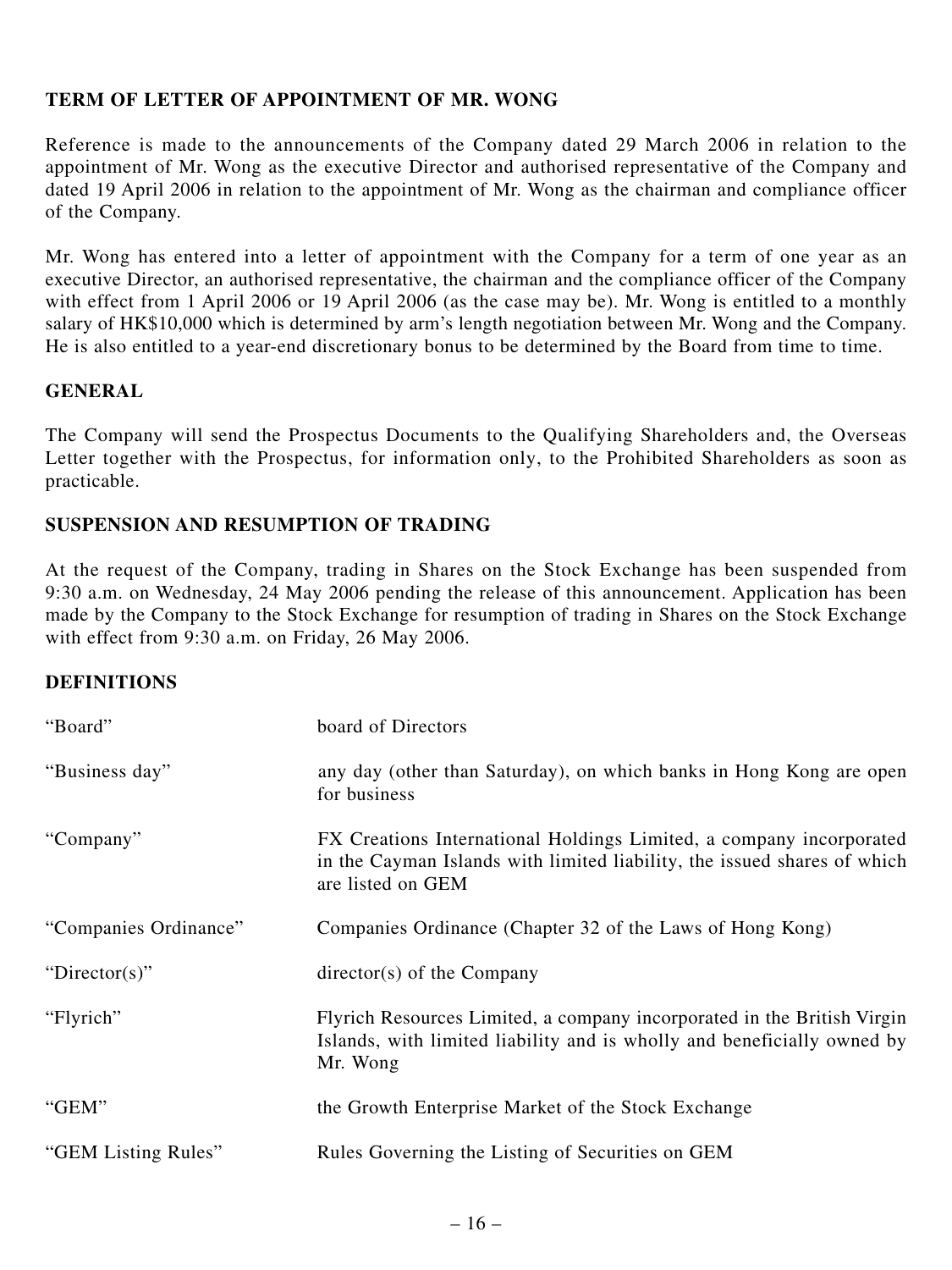## TERM OF LETTER OF APPOINTMENT OF MR. WONG

Reference is made to the announcements of the Company dated 29 March 2006 in relation to the appointment of Mr. Wong as the executive Director and authorised representative of the Company and dated 19 April 2006 in relation to the appointment of Mr. Wong as the chairman and compliance officer of the Company.

Mr. Wong has entered into a letter of appointment with the Company for a term of one year as an executive Director, an authorised representative, the chairman and the compliance officer of the Company with effect from 1 April 2006 or 19 April 2006 (as the case may be). Mr. Wong is entitled to a monthly salary of HK$10,000 which is determined by arm's length negotiation between Mr. Wong and the Company. He is also entitled to a year-end discretionary bonus to be determined by the Board from time to time.

## GENERAL

The Company will send the Prospectus Documents to the Qualifying Shareholders and, the Overseas Letter together with the Prospectus, for information only, to the Prohibited Shareholders as soon as practicable.

## SUSPENSION AND RESUMPTION OF TRADING

At the request of the Company, trading in Shares on the Stock Exchange has been suspended from 9:30 a.m. on Wednesday, 24 May 2006 pending the release of this announcement. Application has been made by the Company to the Stock Exchange for resumption of trading in Shares on the Stock Exchange with effect from 9:30 a.m. on Friday, 26 May 2006.

## DEFINITIONS

| | |
|---|---|
| "Board" | board of Directors |
| "Business day" | any day (other than Saturday), on which banks in Hong Kong are open for business |
| "Company" | FX Creations International Holdings Limited, a company incorporated in the Cayman Islands with limited liability, the issued shares of which are listed on GEM |
| "Companies Ordinance" | Companies Ordinance (Chapter 32 of the Laws of Hong Kong) |
| "Director(s)" | director(s) of the Company |
| "Flyrich" | Flyrich Resources Limited, a company incorporated in the British Virgin Islands, with limited liability and is wholly and beneficially owned by Mr. Wong |
| "GEM" | the Growth Enterprise Market of the Stock Exchange |
| "GEM Listing Rules" | Rules Governing the Listing of Securities on GEM |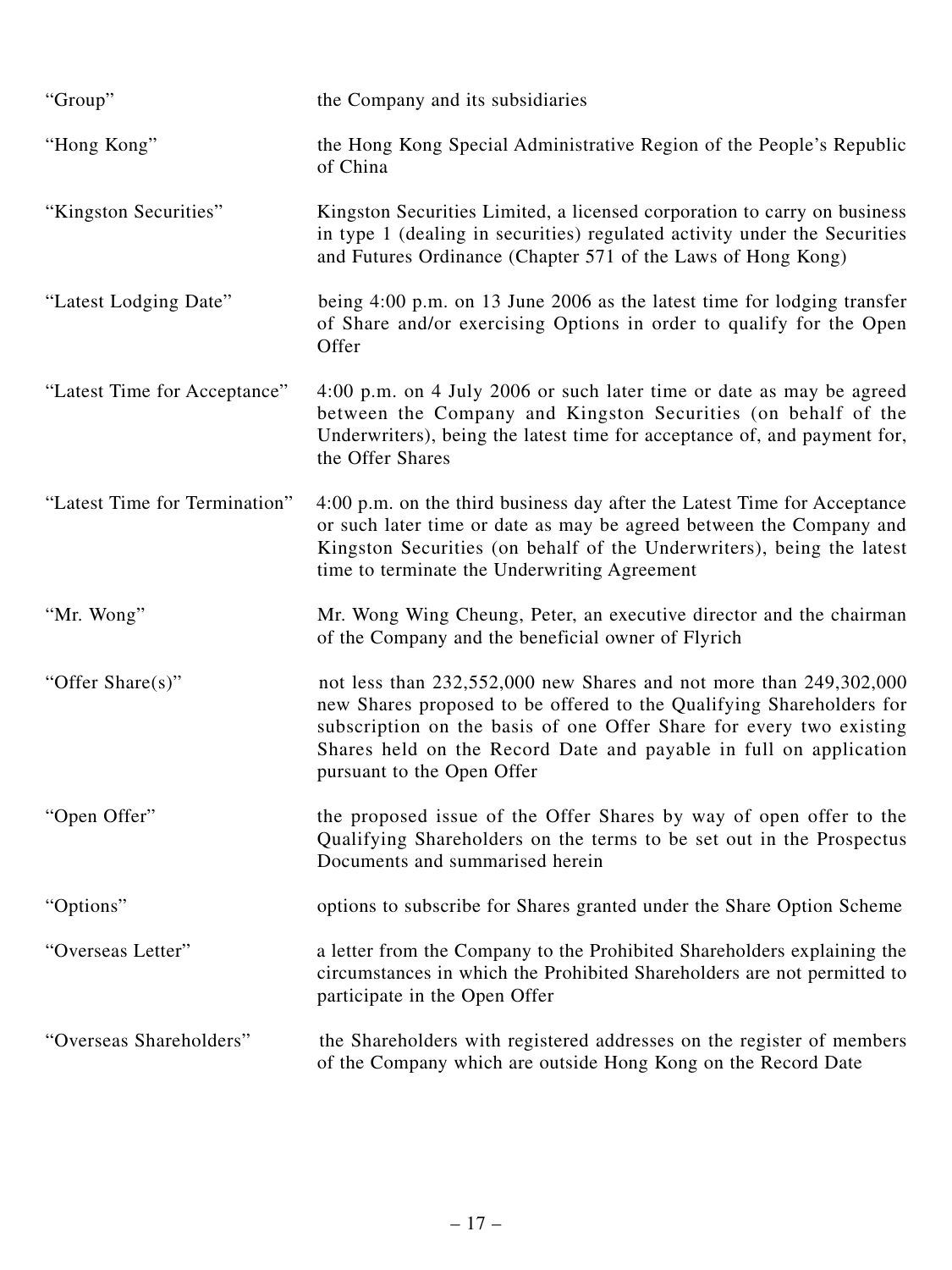| | |
|---|---|
| "Group" | the Company and its subsidiaries |
| "Hong Kong" | the Hong Kong Special Administrative Region of the People's Republic of China |
| "Kingston Securities" | Kingston Securities Limited, a licensed corporation to carry on business in type 1 (dealing in securities) regulated activity under the Securities and Futures Ordinance (Chapter 571 of the Laws of Hong Kong) |
| "Latest Lodging Date" | being 4:00 p.m. on 13 June 2006 as the latest time for lodging transfer of Share and/or exercising Options in order to qualify for the Open Offer |
| "Latest Time for Acceptance" | 4:00 p.m. on 4 July 2006 or such later time or date as may be agreed between the Company and Kingston Securities (on behalf of the Underwriters), being the latest time for acceptance of, and payment for, the Offer Shares |
| "Latest Time for Termination" | 4:00 p.m. on the third business day after the Latest Time for Acceptance or such later time or date as may be agreed between the Company and Kingston Securities (on behalf of the Underwriters), being the latest time to terminate the Underwriting Agreement |
| "Mr. Wong" | Mr. Wong Wing Cheung, Peter, an executive director and the chairman of the Company and the beneficial owner of Flyrich |
| "Offer Share(s)" | not less than 232,552,000 new Shares and not more than 249,302,000 new Shares proposed to be offered to the Qualifying Shareholders for subscription on the basis of one Offer Share for every two existing Shares held on the Record Date and payable in full on application pursuant to the Open Offer |
| "Open Offer" | the proposed issue of the Offer Shares by way of open offer to the Qualifying Shareholders on the terms to be set out in the Prospectus Documents and summarised herein |
| "Options" | options to subscribe for Shares granted under the Share Option Scheme |
| "Overseas Letter" | a letter from the Company to the Prohibited Shareholders explaining the circumstances in which the Prohibited Shareholders are not permitted to participate in the Open Offer |
| "Overseas Shareholders" | the Shareholders with registered addresses on the register of members of the Company which are outside Hong Kong on the Record Date |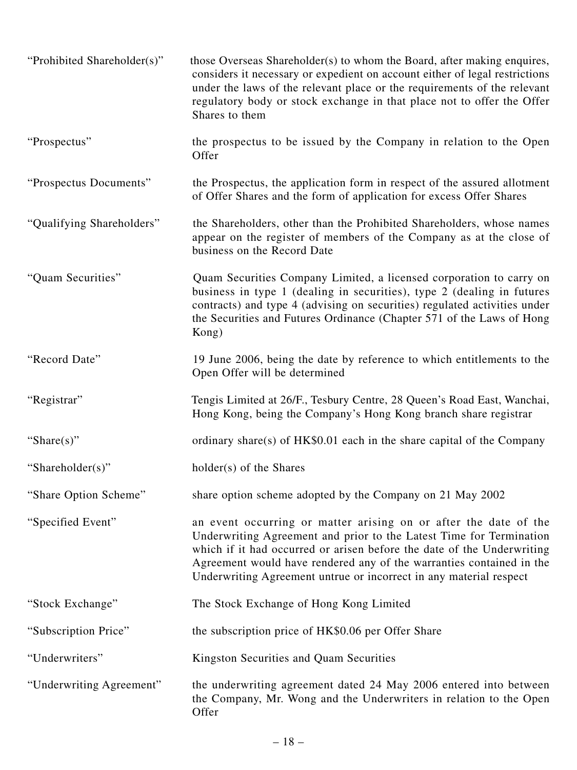| | |
|---|---|
| "Prohibited Shareholder(s)" | those Overseas Shareholder(s) to whom the Board, after making enquires, considers it necessary or expedient on account either of legal restrictions under the laws of the relevant place or the requirements of the relevant regulatory body or stock exchange in that place not to offer the Offer Shares to them |
| "Prospectus" | the prospectus to be issued by the Company in relation to the Open Offer |
| "Prospectus Documents" | the Prospectus, the application form in respect of the assured allotment of Offer Shares and the form of application for excess Offer Shares |
| "Qualifying Shareholders" | the Shareholders, other than the Prohibited Shareholders, whose names appear on the register of members of the Company as at the close of business on the Record Date |
| "Quam Securities" | Quam Securities Company Limited, a licensed corporation to carry on business in type 1 (dealing in securities), type 2 (dealing in futures contracts) and type 4 (advising on securities) regulated activities under the Securities and Futures Ordinance (Chapter 571 of the Laws of Hong Kong) |
| "Record Date" | 19 June 2006, being the date by reference to which entitlements to the Open Offer will be determined |
| "Registrar" | Tengis Limited at 26/F., Tesbury Centre, 28 Queen's Road East, Wanchai, Hong Kong, being the Company's Hong Kong branch share registrar |
| "Share(s)" | ordinary share(s) of HK$0.01 each in the share capital of the Company |
| "Shareholder(s)" | holder(s) of the Shares |
| "Share Option Scheme" | share option scheme adopted by the Company on 21 May 2002 |
| "Specified Event" | an event occurring or matter arising on or after the date of the Underwriting Agreement and prior to the Latest Time for Termination which if it had occurred or arisen before the date of the Underwriting Agreement would have rendered any of the warranties contained in the Underwriting Agreement untrue or incorrect in any material respect |
| "Stock Exchange" | The Stock Exchange of Hong Kong Limited |
| "Subscription Price" | the subscription price of HK$0.06 per Offer Share |
| "Underwriters" | Kingston Securities and Quam Securities |
| "Underwriting Agreement" | the underwriting agreement dated 24 May 2006 entered into between the Company, Mr. Wong and the Underwriters in relation to the Open Offer |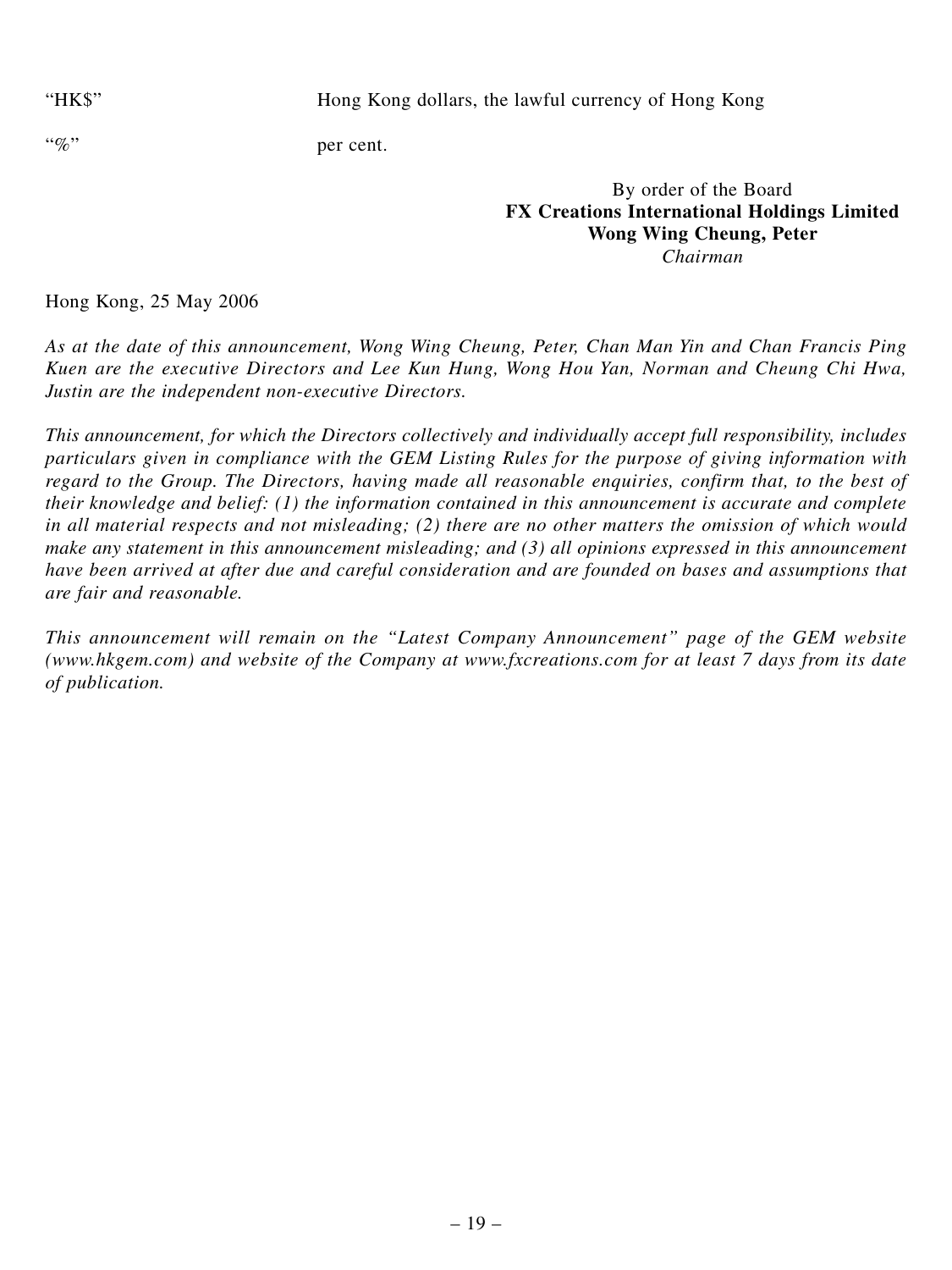| | |
|---|---|
| "HK$" | Hong Kong dollars, the lawful currency of Hong Kong |
| "%" | per cent. |

By order of the Board
**FX Creations International Holdings Limited**
**Wong Wing Cheung, Peter**
*Chairman*

Hong Kong, 25 May 2006

*As at the date of this announcement, Wong Wing Cheung, Peter, Chan Man Yin and Chan Francis Ping Kuen are the executive Directors and Lee Kun Hung, Wong Hou Yan, Norman and Cheung Chi Hwa, Justin are the independent non-executive Directors.*

*This announcement, for which the Directors collectively and individually accept full responsibility, includes particulars given in compliance with the GEM Listing Rules for the purpose of giving information with regard to the Group. The Directors, having made all reasonable enquiries, confirm that, to the best of their knowledge and belief: (1) the information contained in this announcement is accurate and complete in all material respects and not misleading; (2) there are no other matters the omission of which would make any statement in this announcement misleading; and (3) all opinions expressed in this announcement have been arrived at after due and careful consideration and are founded on bases and assumptions that are fair and reasonable.*

*This announcement will remain on the "Latest Company Announcement" page of the GEM website (www.hkgem.com) and website of the Company at www.fxcreations.com for at least 7 days from its date of publication.*